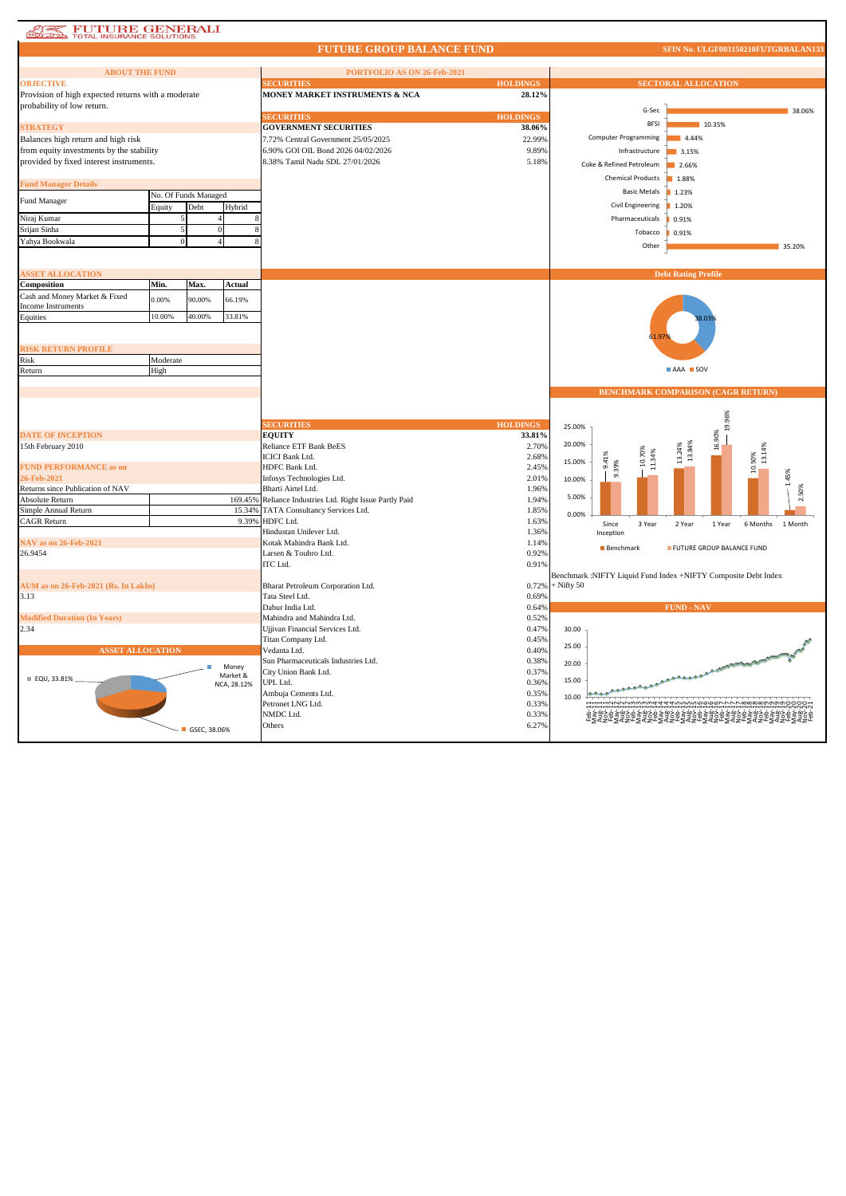# FUTURE GENERALI TOTAL INSURANCE SOLUTIONS

## FUTURE GROUP BALANCE FUND

**SFIN No. ULGF003150210FUTGRBALAN133**

### ABOUT THE FUND

**OBJECTIVE**

Provision of high expected returns with a moderate probability of low return.

**STRATEGY**

Balances high return and high risk from equity investments by the stability provided by fixed interest instruments.

**Fund Manager Details**

| Fund Manager | No. Of Funds Managed | | |
|---|---|---|---|
| | Equity | Debt | Hybrid |
| Niraj Kumar | 5 | 4 | 8 |
| Srijan Sinha | 5 | 0 | 8 |
| Yahya Bookwala | 0 | 4 | 8 |

**ASSET ALLOCATION**

| Composition | Min. | Max. | Actual |
|---|---|---|---|
| Cash and Money Market & Fixed Income Instruments | 0.00% | 90.00% | 66.19% |
| Equities | 10.00% | 40.00% | 33.81% |

**RISK RETURN PROFILE**

| | |
|---|---|
| Risk | Moderate |
| Return | High |

**DATE OF INCEPTION**

15th February 2010

**FUND PERFORMANCE as on 26-Feb-2021**

| Returns since Publication of NAV | |
|---|---|
| Absolute Return | 169.45% |
| Simple Annual Return | 15.34% |
| CAGR Return | 9.39% |

**NAV as on 26-Feb-2021**

26.9454

**AUM as on 26-Feb-2021 (Rs. In Lakhs)**

3.13

**Modified Duration (In Years)**

2.34

**ASSET ALLOCATION**

EQU, 33.81%; Money Market & NCA, 28.12%; GSEC, 38.06%

### PORTFOLIO AS ON 26-Feb-2021

| SECURITIES | HOLDINGS |
|---|---|
| **MONEY MARKET INSTRUMENTS & NCA** | **28.12%** |

| SECURITIES | HOLDINGS |
|---|---|
| **GOVERNMENT SECURITIES** | **38.06%** |
| 7.72% Central Government 25/05/2025 | 22.99% |
| 6.90% GOI OIL Bond 2026 04/02/2026 | 9.89% |
| 8.38% Tamil Nadu SDL 27/01/2026 | 5.18% |

| SECURITIES | HOLDINGS |
|---|---|
| **EQUITY** | **33.81%** |
| Reliance ETF Bank BeES | 2.70% |
| ICICI Bank Ltd. | 2.68% |
| HDFC Bank Ltd. | 2.45% |
| Infosys Technologies Ltd. | 2.01% |
| Bharti Airtel Ltd. | 1.96% |
| Reliance Industries Ltd. Right Issue Partly Paid | 1.94% |
| TATA Consultancy Services Ltd. | 1.85% |
| HDFC Ltd. | 1.63% |
| Hindustan Unilever Ltd. | 1.36% |
| Kotak Mahindra Bank Ltd. | 1.14% |
| Larsen & Toubro Ltd. | 0.92% |
| ITC Ltd. | 0.91% |
| Bharat Petroleum Corporation Ltd. | 0.72% |
| Tata Steel Ltd. | 0.69% |
| Dabur India Ltd. | 0.64% |
| Mahindra and Mahindra Ltd. | 0.52% |
| Ujjivan Financial Services Ltd. | 0.47% |
| Titan Company Ltd. | 0.45% |
| Vedanta Ltd. | 0.40% |
| Sun Pharmaceuticals Industries Ltd. | 0.38% |
| City Union Bank Ltd. | 0.37% |
| UPL Ltd. | 0.36% |
| Ambuja Cements Ltd. | 0.35% |
| Petronet LNG Ltd. | 0.33% |
| NMDC Ltd. | 0.33% |
| Others | 6.27% |

### SECTORAL ALLOCATION

| Sector | Allocation |
|---|---|
| G-Sec | 38.06% |
| BFSI | 10.35% |
| Computer Programming | 4.44% |
| Infrastructure | 3.15% |
| Coke & Refined Petroleum | 2.66% |
| Chemical Products | 1.88% |
| Basic Metals | 1.23% |
| Civil Engineering | 1.20% |
| Pharmaceuticals | 0.91% |
| Tobacco | 0.91% |
| Other | 35.20% |

### Debt Rating Profile

AAA: 38.03%; SOV: 61.97%

### BENCHMARK COMPARISON (CAGR RETURN)

| | Since Inception | 3 Year | 2 Year | 1 Year | 6 Months | 1 Month |
|---|---|---|---|---|---|---|
| Benchmark | 9.41% | 10.70% | 13.24% | 16.90% | 10.50% | 1.45% |
| FUTURE GROUP BALANCE FUND | 9.39% | 11.34% | 13.84% | 19.96% | 13.14% | 2.50% |

Benchmark :NIFTY Liquid Fund Index +NIFTY Composite Debt Index + Nifty 50

### FUND - NAV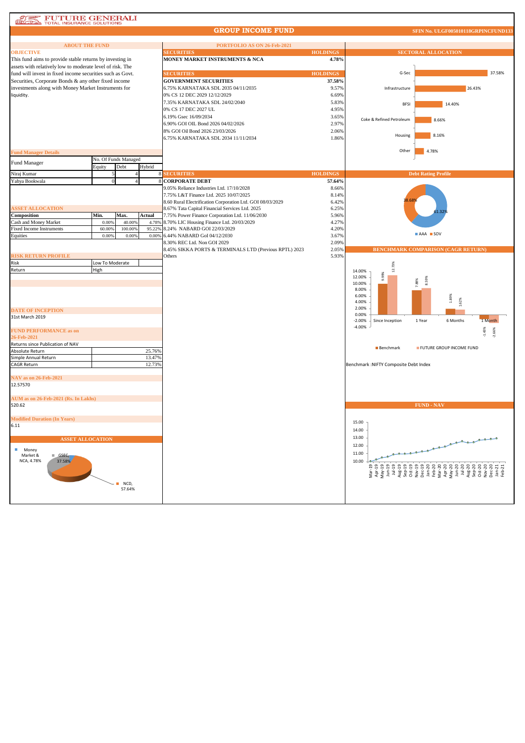# FUTURE GENERALI TOTAL INSURANCE SOLUTIONS

## GROUP INCOME FUND

SFIN No. ULGF005010118GRPINCFUND133

### ABOUT THE FUND

**OBJECTIVE**

This fund aims to provide stable returns by investing in assets with relatively low to moderate level of risk. The fund will invest in fixed income securities such as Govt. Securities, Corporate Bonds & any other fixed income investments along with Money Market Instruments for liquidity.

### Fund Manager Details

| Fund Manager | No. Of Funds Managed | | |
|---|---|---|---|
| | Equity | Debt | Hybrid |
| Niraj Kumar | 5 | 4 | 8 |
| Yahya Bookwala | 0 | 4 | 8 |

### ASSET ALLOCATION

| Composition | Min. | Max. | Actual |
|---|---|---|---|
| Cash and Money Market | 0.00% | 40.00% | 4.78% |
| Fixed Income Instruments | 60.00% | 100.00% | 95.22% |
| Equities | 0.00% | 0.00% | 0.00% |

### RISK RETURN PROFILE

| Risk | Low To Moderate |
|---|---|
| Return | High |

### DATE OF INCEPTION

31st March 2019

### FUND PERFORMANCE as on 26-Feb-2021

Returns since Publication of NAV

| | |
|---|---|
| Absolute Return | 25.76% |
| Simple Annual Return | 13.47% |
| CAGR Return | 12.73% |

### NAV as on 26-Feb-2021

12.57570

### AUM as on 26-Feb-2021 (Rs. In Lakhs)

520.62

### Modified Duration (In Years)

6.11

### ASSET ALLOCATION

- Money Market & NCA, 4.78%
- GSEC, 37.58%
- NCD, 57.64%

### PORTFOLIO AS ON 26-Feb-2021

| SECURITIES | HOLDINGS |
|---|---|
| **MONEY MARKET INSTRUMENTS & NCA** | **4.78%** |

| SECURITIES | HOLDINGS |
|---|---|
| **GOVERNMENT SECURITIES** | **37.58%** |
| 6.75% KARNATAKA SDL 2035 04/11/2035 | 9.57% |
| 0% CS 12 DEC 2029 12/12/2029 | 6.69% |
| 7.35% KARNATAKA SDL 24/02/2040 | 5.83% |
| 0% CS 17 DEC 2027 UL | 4.95% |
| 6.19% Gsec 16/09/2034 | 3.65% |
| 6.90% GOI OIL Bond 2026 04/02/2026 | 2.97% |
| 8% GOI Oil Bond 2026 23/03/2026 | 2.06% |
| 6.75% KARNATAKA SDL 2034 11/11/2034 | 1.86% |

| SECURITIES | HOLDINGS |
|---|---|
| **CORPORATE DEBT** | **57.64%** |
| 9.05% Reliance Industries Ltd. 17/10/2028 | 8.66% |
| 7.75% L&T Finance Ltd. 2025 10/07/2025 | 8.14% |
| 8.60 Rural Electrification Corporation Ltd. GOI 08/03/2029 | 6.42% |
| 8.67% Tata Capital Financial Services Ltd. 2025 | 6.25% |
| 7.75% Power Finance Corporation Ltd. 11/06/2030 | 5.96% |
| 8.70% LIC Housing Finance Ltd. 20/03/2029 | 4.27% |
| 8.24% NABARD GOI 22/03/2029 | 4.20% |
| 6.44% NABARD GoI 04/12/2030 | 3.67% |
| 8.30% REC Ltd. Non GOI 2029 | 2.09% |
| 8.45% SIKKA PORTS & TERMINALS LTD (Previous RPTL) 2023 | 2.05% |
| Others | 5.93% |

### SECTORAL ALLOCATION

| Sector | Allocation |
|---|---|
| G-Sec | 37.58% |
| Infrastructure | 26.43% |
| BFSI | 14.40% |
| Coke & Refined Petroleum | 8.66% |
| Housing | 8.16% |
| Other | 4.78% |

### Debt Rating Profile

| Rating | Share |
|---|---|
| AAA | 61.32% |
| SOV | 38.68% |

### BENCHMARK COMPARISON (CAGR RETURN)

| Period | Benchmark | FUTURE GROUP INCOME FUND |
|---|---|---|
| Since Inception | 9.99% | 12.73% |
| 1 Year | 7.88% | 8.59% |
| 6 Months | 1.89% | 1.62% |
| 1 Month | -1.43% | -2.66% |

Benchmark :NIFTY Composite Debt Index

### FUND - NAV

Monthly NAV, Mar-19 to Feb-21 (chart scale 10.00–15.00).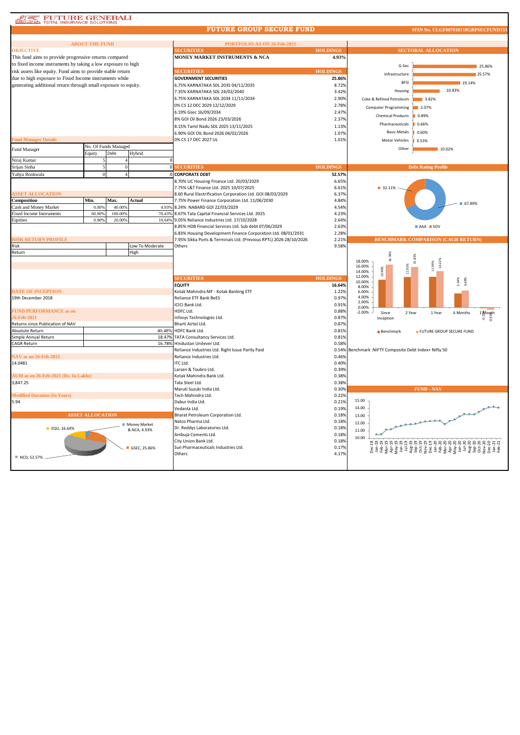# FUTURE GROUP SECURE FUND

**SFIN No. ULGF007010118GRPSECFUND133**

## ABOUT THE FUND

### OBJECTIVE

This fund aims to provide progressive returns compared to fixed income instruments by taking a low exposure to high risk assets like equity. Fund aims to provide stable return due to high exposure to Fixed Income instruments while generating additional return through small exposure to equity.

### Fund Manager Details

| Fund Manager | No. Of Funds Managed | | |
|---|---|---|---|
| | Equity | Debt | Hybrid |
| Niraj Kumar | 5 | 4 | 8 |
| Srijan Sinha | 5 | 0 | 8 |
| Yahya Bookwala | 0 | 4 | 8 |

### ASSET ALLOCATION

| Composition | Min. | Max. | Actual |
|---|---|---|---|
| Cash and Money Market | 0.00% | 40.00% | 4.93% |
| Fixed Income Instruments | 60.00% | 100.00% | 78.43% |
| Equities | 0.00% | 20.00% | 16.64% |

### RISK RETURN PROFILE

| | |
|---|---|
| Risk | Low To Moderate |
| Return | High |

### DATE OF INCEPTION

19th December 2018

### FUND PERFORMANCE as on 26-Feb-2021

| Returns since Publication of NAV | |
|---|---|
| Absolute Return | 40.48% |
| Simple Annual Return | 18.47% |
| CAGR Return | 16.78% |

### NAV as on 26-Feb-2021

14.0481

### AUM as on 26-Feb-2021 (Rs. In Lakhs)

3,847.25

### Modified Duration (In Years)

5.94

### ASSET ALLOCATION

EQU, 16.64%; Money Market & NCA, 4.93%; GSEC, 25.86%; NCD, 52.57%

## PORTFOLIO AS ON 26-Feb-2021

| SECURITIES | HOLDINGS |
|---|---|
| **MONEY MARKET INSTRUMENTS & NCA** | **4.93%** |

| SECURITIES | HOLDINGS |
|---|---|
| **GOVERNMENT SECURITIES** | **25.86%** |
| 6.75% KARNATAKA SDL 2035 04/11/2035 | 8.72% |
| 7.35% KARNATAKA SDL 24/02/2040 | 3.42% |
| 6.75% KARNATAKA SDL 2034 11/11/2034 | 2.90% |
| 0% CS 12 DEC 2029 12/12/2029 | 2.78% |
| 6.19% Gsec 16/09/2034 | 2.47% |
| 8% GOI Oil Bond 2026 23/03/2026 | 2.37% |
| 8.15% Tamil Nadu SDL 2025 13/11/2025 | 1.13% |
| 6.90% GOI OIL Bond 2026 04/02/2026 | 1.07% |
| 0% CS 17 DEC 2027 UL | 1.01% |

| SECURITIES | HOLDINGS |
|---|---|
| **CORPORATE DEBT** | **52.57%** |
| 8.70% LIC Housing Finance Ltd. 20/03/2029 | 6.65% |
| 7.75% L&T Finance Ltd. 2025 10/07/2025 | 6.61% |
| 8.60 Rural Electrification Corporation Ltd. GOI 08/03/2029 | 6.37% |
| 7.75% Power Finance Corporation Ltd. 11/06/2030 | 4.84% |
| 8.24% NABARD GOI 22/03/2029 | 4.54% |
| 8.67% Tata Capital Financial Services Ltd. 2025 | 4.23% |
| 9.05% Reliance Industries Ltd. 17/10/2028 | 2.64% |
| 8.85% HDB Financial Services Ltd. Sub debt 07/06/2029 | 2.63% |
| 6.83% Housing Development Finance Corporation Ltd. 08/01/2031 | 2.28% |
| 7.95% Sikka Ports & Terminals Ltd. (Previous RPTL) 2026 28/10/2026 | 2.21% |
| Others | 9.58% |

| SECURITIES | HOLDINGS |
|---|---|
| **EQUITY** | **16.64%** |
| Kotak Mahindra MF - Kotak Banking ETF | 1.22% |
| Reliance ETF Bank BeES | 0.97% |
| ICICI Bank Ltd. | 0.91% |
| HDFC Ltd. | 0.88% |
| Infosys Technologies Ltd. | 0.87% |
| Bharti Airtel Ltd. | 0.87% |
| HDFC Bank Ltd. | 0.81% |
| TATA Consultancy Services Ltd. | 0.81% |
| Hindustan Unilever Ltd. | 0.58% |
| Reliance Industries Ltd. Right Issue Partly Paid | 0.54% |
| Reliance Industries Ltd. | 0.46% |
| ITC Ltd. | 0.40% |
| Larsen & Toubro Ltd. | 0.39% |
| Kotak Mahindra Bank Ltd. | 0.38% |
| Tata Steel Ltd. | 0.38% |
| Maruti Suzuki India Ltd. | 0.30% |
| Tech Mahindra Ltd. | 0.22% |
| Dabur India Ltd. | 0.21% |
| Vedanta Ltd. | 0.19% |
| Bharat Petroleum Corporation Ltd. | 0.18% |
| Natco Pharma Ltd. | 0.18% |
| Dr. Reddys Laboratories Ltd. | 0.18% |
| Ambuja Cements Ltd. | 0.18% |
| City Union Bank Ltd. | 0.18% |
| Sun Pharmaceuticals Industries Ltd. | 0.17% |
| Others | 4.17% |

## SECTORAL ALLOCATION

| Sector | Allocation |
|---|---|
| G-Sec | 25.86% |
| Infrastructure | 25.57% |
| BFSI | 19.14% |
| Housing | 10.83% |
| Coke & Refined Petroleum | 3.82% |
| Computer Programming | 2.07% |
| Chemical Products | 0.89% |
| Pharmaceuticals | 0.66% |
| Basic Metals | 0.60% |
| Motor Vehicles | 0.53% |
| Other | 10.02% |

## Debt Rating Profile

AAA: 67.89%; SOV: 32.11%

## BENCHMARK COMPARISON (CAGR RETURN)

| Period | Benchmark | FUTURE GROUP SECURE FUND |
|---|---|---|
| Since Inception | 10.90% | 16.78% |
| 2 Year | 11.93% | 15.85% |
| 1 Year | 11.99% | 14.22% |
| 6 Months | 5.54% | 6.69% |
| 1 Month | -0.29% | -0.93% |

Benchmark :NIFTY Composite Debt Index+ Nifty 50

## FUND - NAV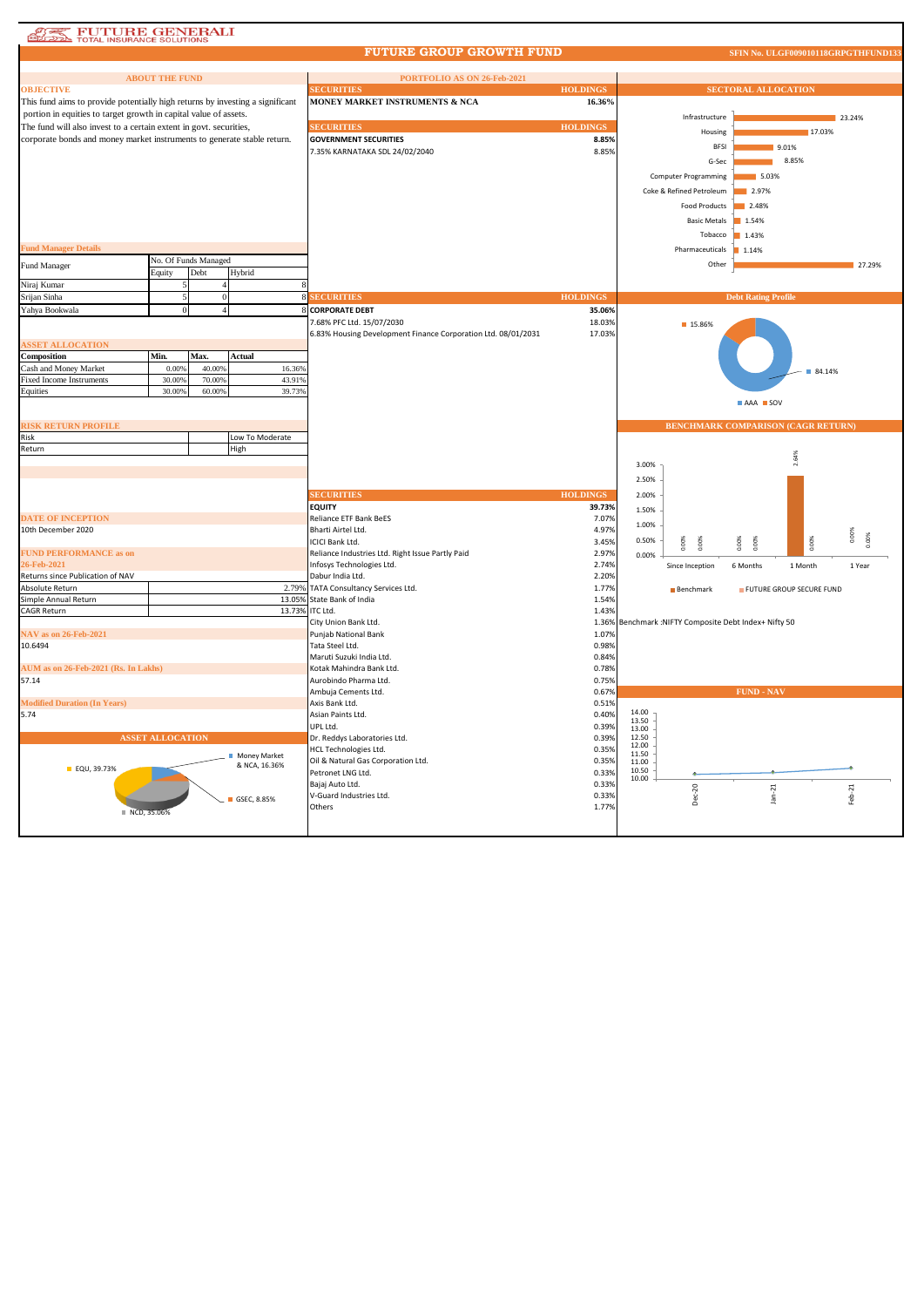FUTURE GENERALI
TOTAL INSURANCE SOLUTIONS

# FUTURE GROUP GROWTH FUND

SFIN No. ULGF009010118GRPGTHFUND133

## ABOUT THE FUND

**OBJECTIVE**

This fund aims to provide potentially high returns by investing a significant portion in equities to target growth in capital value of assets.
The fund will also invest to a certain extent in govt. securities, corporate bonds and money market instruments to generate stable return.

**Fund Manager Details**

| Fund Manager | No. Of Funds Managed | | |
|---|---|---|---|
| | Equity | Debt | Hybrid |
| Niraj Kumar | 5 | 4 | 8 |
| Srijan Sinha | 5 | 0 | 8 |
| Yahya Bookwala | 0 | 4 | 8 |

**ASSET ALLOCATION**

| Composition | Min. | Max. | Actual |
|---|---|---|---|
| Cash and Money Market | 0.00% | 40.00% | 16.36% |
| Fixed Income Instruments | 30.00% | 70.00% | 43.91% |
| Equities | 30.00% | 60.00% | 39.73% |

**RISK RETURN PROFILE**

| | |
|---|---|
| Risk | Low To Moderate |
| Return | High |

**DATE OF INCEPTION**

10th December 2020

**FUND PERFORMANCE as on 26-Feb-2021**

| | |
|---|---|
| Returns since Publication of NAV | |
| Absolute Return | 2.79% |
| Simple Annual Return | 13.05% |
| CAGR Return | 13.73% |

**NAV as on 26-Feb-2021**

10.6494

**AUM as on 26-Feb-2021 (Rs. In Lakhs)**

57.14

**Modified Duration (In Years)**

5.74

**ASSET ALLOCATION**

EQU, 39.73%
Money Market & NCA, 16.36%
GSEC, 8.85%
NCD, 35.06%

## PORTFOLIO AS ON 26-Feb-2021

| SECURITIES | HOLDINGS |
|---|---|
| **MONEY MARKET INSTRUMENTS & NCA** | **16.36%** |

| SECURITIES | HOLDINGS |
|---|---|
| **GOVERNMENT SECURITIES** | **8.85%** |
| 7.35% KARNATAKA SDL 24/02/2040 | 8.85% |

| SECURITIES | HOLDINGS |
|---|---|
| **CORPORATE DEBT** | **35.06%** |
| 7.68% PFC Ltd. 15/07/2030 | 18.03% |
| 6.83% Housing Development Finance Corporation Ltd. 08/01/2031 | 17.03% |

| SECURITIES | HOLDINGS |
|---|---|
| **EQUITY** | **39.73%** |
| Reliance ETF Bank BeES | 7.07% |
| Bharti Airtel Ltd. | 4.97% |
| ICICI Bank Ltd. | 3.45% |
| Reliance Industries Ltd. Right Issue Partly Paid | 2.97% |
| Infosys Technologies Ltd. | 2.74% |
| Dabur India Ltd. | 2.20% |
| TATA Consultancy Services Ltd. | 1.77% |
| State Bank of India | 1.54% |
| ITC Ltd. | 1.43% |
| City Union Bank Ltd. | 1.36% |
| Punjab National Bank | 1.07% |
| Tata Steel Ltd. | 0.98% |
| Maruti Suzuki India Ltd. | 0.84% |
| Kotak Mahindra Bank Ltd. | 0.78% |
| Aurobindo Pharma Ltd. | 0.75% |
| Ambuja Cements Ltd. | 0.67% |
| Axis Bank Ltd. | 0.51% |
| Asian Paints Ltd. | 0.40% |
| UPL Ltd. | 0.39% |
| Dr. Reddys Laboratories Ltd. | 0.39% |
| HCL Technologies Ltd. | 0.35% |
| Oil & Natural Gas Corporation Ltd. | 0.35% |
| Petronet LNG Ltd. | 0.33% |
| Bajaj Auto Ltd. | 0.33% |
| V-Guard Industries Ltd. | 0.33% |
| Others | 1.77% |

## SECTORAL ALLOCATION

Infrastructure 23.24%
Housing 17.03%
BFSI 9.01%
G-Sec 8.85%
Computer Programming 5.03%
Coke & Refined Petroleum 2.97%
Food Products 2.48%
Basic Metals 1.54%
Tobacco 1.43%
Pharmaceuticals 1.14%
Other 27.29%

## Debt Rating Profile

15.86%
84.14%
AAA SOV

## BENCHMARK COMPARISON (CAGR RETURN)

3.00%
2.50%
2.00%
1.50%
1.00%
0.50%
0.00%
Since Inception 0.00% 0.00%
6 Months 0.00% 0.00%
1 Month 2.64% 0.00%
1 Year 0.00% 0.00%
Benchmark FUTURE GROUP SECURE FUND

Benchmark :NIFTY Composite Debt Index+ Nifty 50

## FUND - NAV

14.00
13.50
13.00
12.50
12.00
11.50
11.00
10.50
10.00
Dec-20 Jan-21 Feb-21